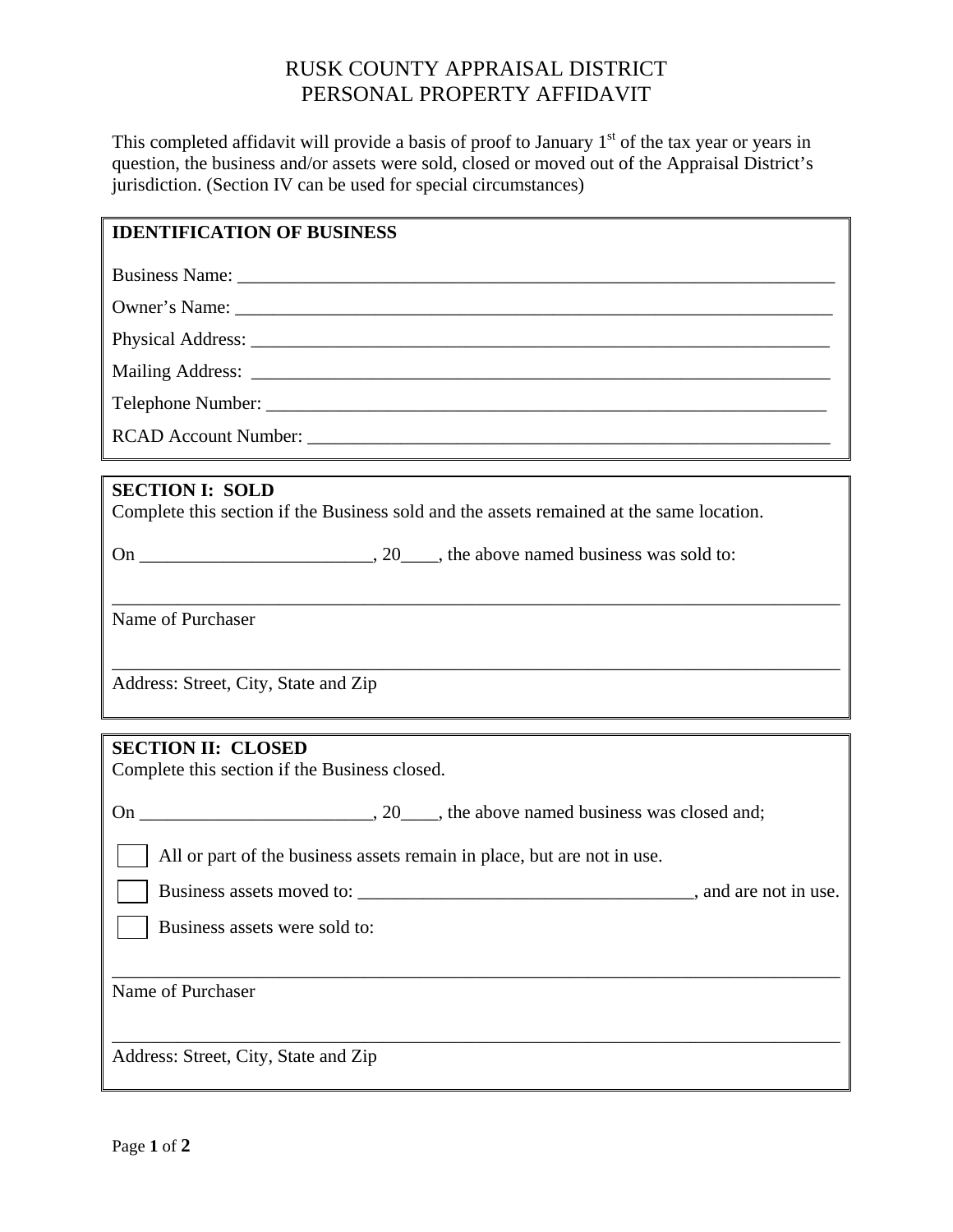# RUSK COUNTY APPRAISAL DISTRICT
# PERSONAL PROPERTY AFFIDAVIT

This completed affidavit will provide a basis of proof to January 1st of the tax year or years in question, the business and/or assets were sold, closed or moved out of the Appraisal District's jurisdiction. (Section IV can be used for special circumstances)

**IDENTIFICATION OF BUSINESS**

Business Name: ___________________________________________________________________

Owner's Name: ___________________________________________________________________

Physical Address: _________________________________________________________________

Mailing Address: _________________________________________________________________

Telephone Number: _______________________________________________________________

RCAD Account Number: ___________________________________________________________

**SECTION I: SOLD**

Complete this section if the Business sold and the assets remained at the same location.

On _________________________, 20____, the above named business was sold to:

_______________________________________________________________________________

Name of Purchaser

_______________________________________________________________________________

Address: Street, City, State and Zip

**SECTION II: CLOSED**

Complete this section if the Business closed.

On _________________________, 20____, the above named business was closed and;

☐ All or part of the business assets remain in place, but are not in use.

☐ Business assets moved to: ____________________________________, and are not in use.

☐ Business assets were sold to:

_______________________________________________________________________________

Name of Purchaser

_______________________________________________________________________________

Address: Street, City, State and Zip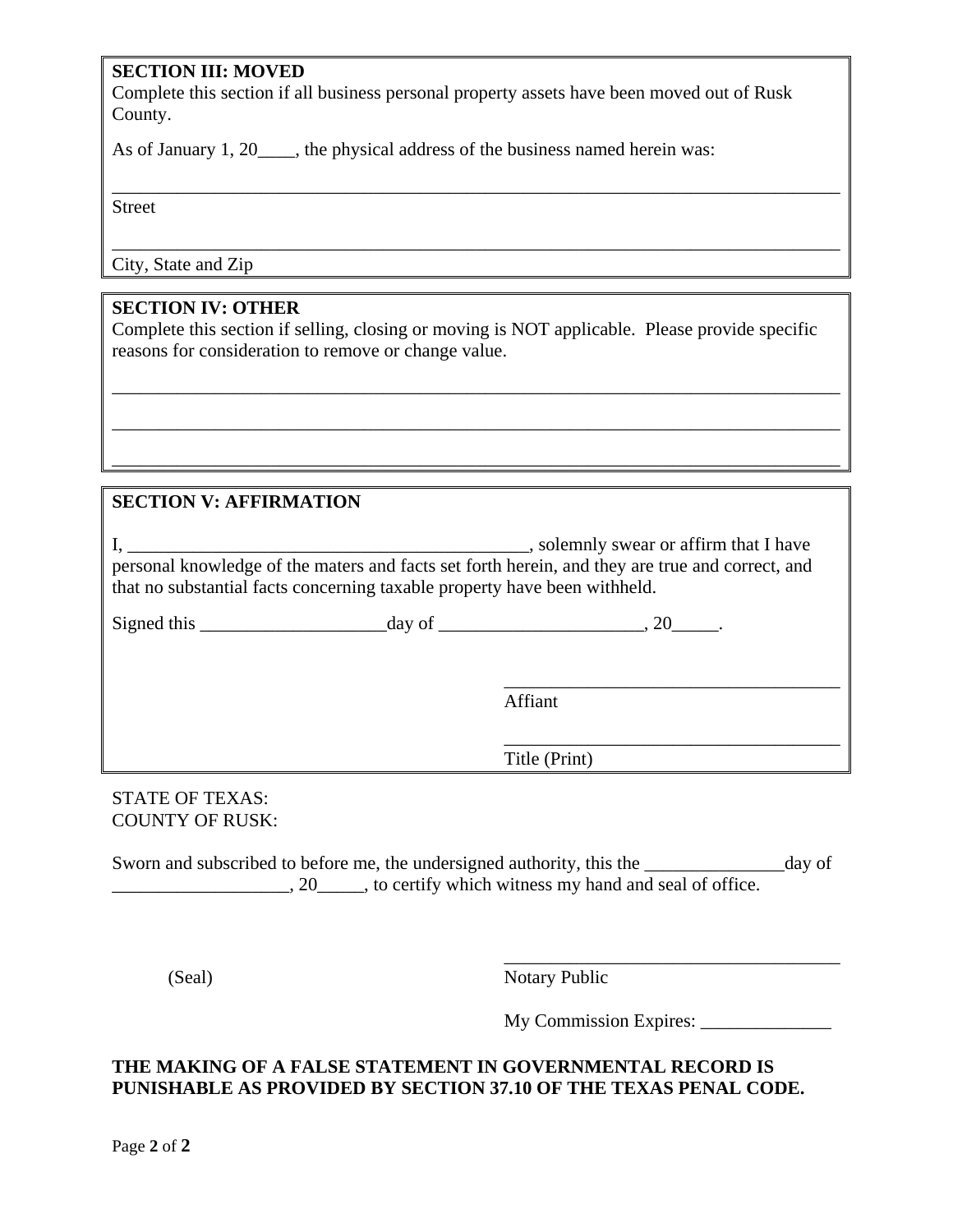**SECTION III: MOVED**

Complete this section if all business personal property assets have been moved out of Rusk County.

As of January 1, 20____, the physical address of the business named herein was:

_______________________________________________________________________________

Street

_______________________________________________________________________________

City, State and Zip

**SECTION IV: OTHER**

Complete this section if selling, closing or moving is NOT applicable. Please provide specific reasons for consideration to remove or change value.

_______________________________________________________________________________

_______________________________________________________________________________

_______________________________________________________________________________

**SECTION V: AFFIRMATION**

I, _____________________________________________, solemnly swear or affirm that I have personal knowledge of the maters and facts set forth herein, and they are true and correct, and that no substantial facts concerning taxable property have been withheld.

Signed this ____________________day of ______________________, 20_____.

_____________________________________

Affiant

_____________________________________

Title (Print)

STATE OF TEXAS:
COUNTY OF RUSK:

Sworn and subscribed to before me, the undersigned authority, this the _______________day of ___________________, 20_____, to certify which witness my hand and seal of office.

(Seal)

_____________________________________

Notary Public

My Commission Expires: ______________

**THE MAKING OF A FALSE STATEMENT IN GOVERNMENTAL RECORD IS PUNISHABLE AS PROVIDED BY SECTION 37.10 OF THE TEXAS PENAL CODE.**